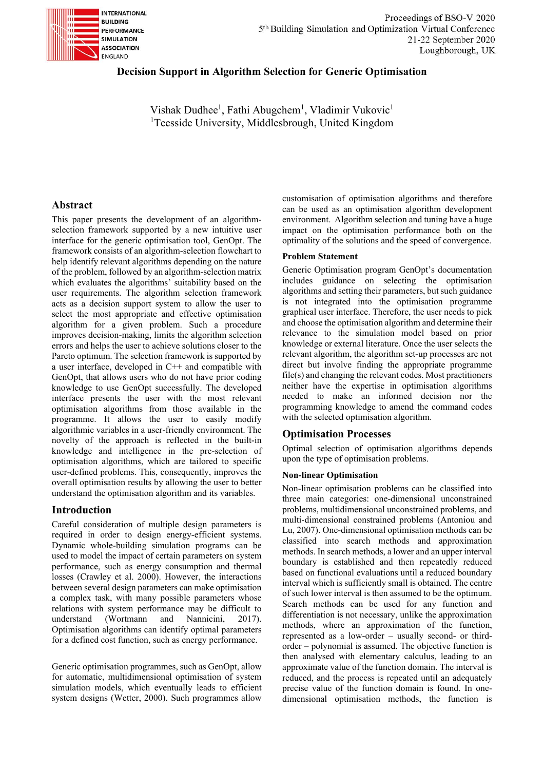# Decision Support in Algorithm Selection for Generic Optimisation

Vishak Dudhee[1], Fathi Abugchem[1], Vladimir Vukovic[1]

[1]Teesside University, Middlesbrough, United Kingdom

## Abstract

This paper presents the development of an algorithm-selection framework supported by a new intuitive user interface for the generic optimisation tool, GenOpt. The framework consists of an algorithm-selection flowchart to help identify relevant algorithms depending on the nature of the problem, followed by an algorithm-selection matrix which evaluates the algorithms' suitability based on the user requirements. The algorithm selection framework acts as a decision support system to allow the user to select the most appropriate and effective optimisation algorithm for a given problem. Such a procedure improves decision-making, limits the algorithm selection errors and helps the user to achieve solutions closer to the Pareto optimum. The selection framework is supported by a user interface, developed in C++ and compatible with GenOpt, that allows users who do not have prior coding knowledge to use GenOpt successfully. The developed interface presents the user with the most relevant optimisation algorithms from those available in the programme. It allows the user to easily modify algorithmic variables in a user-friendly environment. The novelty of the approach is reflected in the built-in knowledge and intelligence in the pre-selection of optimisation algorithms, which are tailored to specific user-defined problems. This, consequently, improves the overall optimisation results by allowing the user to better understand the optimisation algorithm and its variables.

## Introduction

Careful consideration of multiple design parameters is required in order to design energy-efficient systems. Dynamic whole-building simulation programs can be used to model the impact of certain parameters on system performance, such as energy consumption and thermal losses (Crawley et al. 2000). However, the interactions between several design parameters can make optimisation a complex task, with many possible parameters whose relations with system performance may be difficult to understand (Wortmann and Nannicini, 2017). Optimisation algorithms can identify optimal parameters for a defined cost function, such as energy performance.

Generic optimisation programmes, such as GenOpt, allow for automatic, multidimensional optimisation of system simulation models, which eventually leads to efficient system designs (Wetter, 2000). Such programmes allow customisation of optimisation algorithms and therefore can be used as an optimisation algorithm development environment. Algorithm selection and tuning have a huge impact on the optimisation performance both on the optimality of the solutions and the speed of convergence.

### Problem Statement

Generic Optimisation program GenOpt's documentation includes guidance on selecting the optimisation algorithms and setting their parameters, but such guidance is not integrated into the optimisation programme graphical user interface. Therefore, the user needs to pick and choose the optimisation algorithm and determine their relevance to the simulation model based on prior knowledge or external literature. Once the user selects the relevant algorithm, the algorithm set-up processes are not direct but involve finding the appropriate programme file(s) and changing the relevant codes. Most practitioners neither have the expertise in optimisation algorithms needed to make an informed decision nor the programming knowledge to amend the command codes with the selected optimisation algorithm.

## Optimisation Processes

Optimal selection of optimisation algorithms depends upon the type of optimisation problems.

### Non-linear Optimisation

Non-linear optimisation problems can be classified into three main categories: one-dimensional unconstrained problems, multidimensional unconstrained problems, and multi-dimensional constrained problems (Antoniou and Lu, 2007). One-dimensional optimisation methods can be classified into search methods and approximation methods. In search methods, a lower and an upper interval boundary is established and then repeatedly reduced based on functional evaluations until a reduced boundary interval which is sufficiently small is obtained. The centre of such lower interval is then assumed to be the optimum. Search methods can be used for any function and differentiation is not necessary, unlike the approximation methods, where an approximation of the function, represented as a low-order – usually second- or third-order – polynomial is assumed. The objective function is then analysed with elementary calculus, leading to an approximate value of the function domain. The interval is reduced, and the process is repeated until an adequately precise value of the function domain is found. In one-dimensional optimisation methods, the function is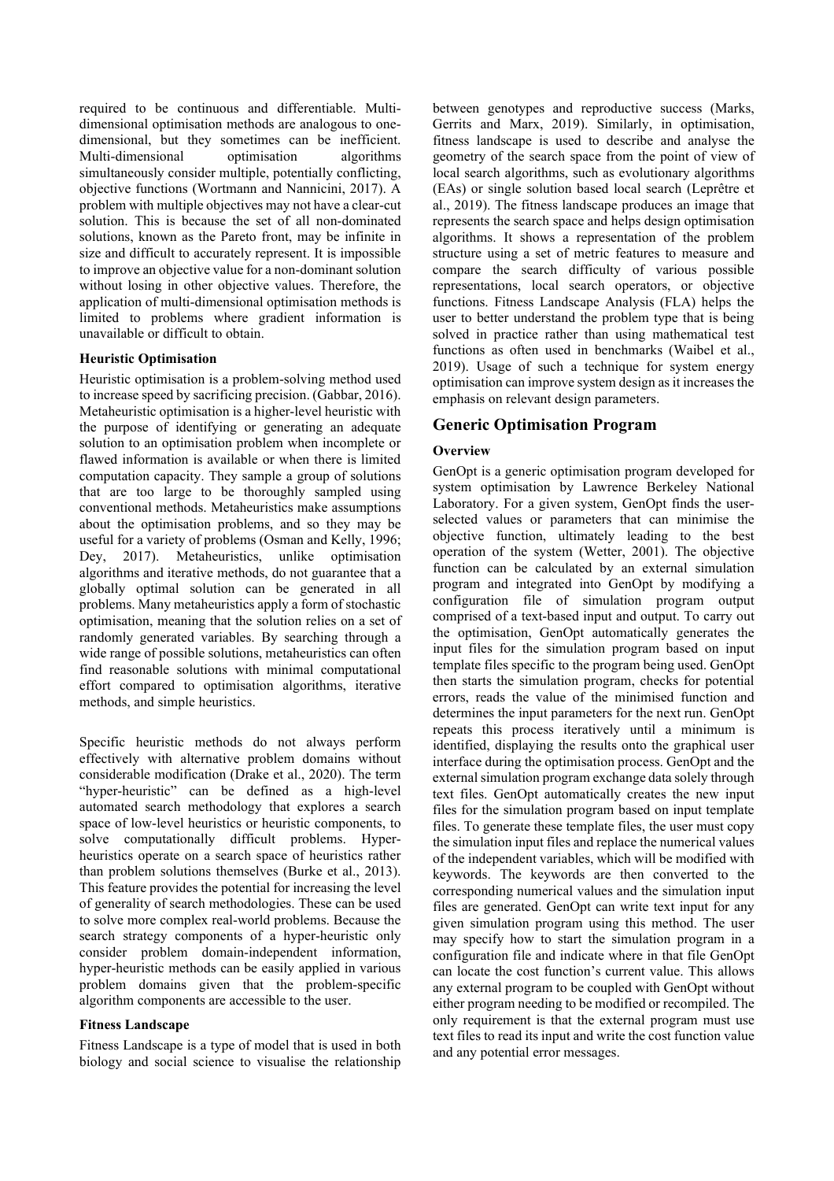required to be continuous and differentiable. Multi-dimensional optimisation methods are analogous to one-dimensional, but they sometimes can be inefficient. Multi-dimensional optimisation algorithms simultaneously consider multiple, potentially conflicting, objective functions (Wortmann and Nannicini, 2017). A problem with multiple objectives may not have a clear-cut solution. This is because the set of all non-dominated solutions, known as the Pareto front, may be infinite in size and difficult to accurately represent. It is impossible to improve an objective value for a non-dominant solution without losing in other objective values. Therefore, the application of multi-dimensional optimisation methods is limited to problems where gradient information is unavailable or difficult to obtain.

### Heuristic Optimisation

Heuristic optimisation is a problem-solving method used to increase speed by sacrificing precision. (Gabbar, 2016). Metaheuristic optimisation is a higher-level heuristic with the purpose of identifying or generating an adequate solution to an optimisation problem when incomplete or flawed information is available or when there is limited computation capacity. They sample a group of solutions that are too large to be thoroughly sampled using conventional methods. Metaheuristics make assumptions about the optimisation problems, and so they may be useful for a variety of problems (Osman and Kelly, 1996; Dey, 2017). Metaheuristics, unlike optimisation algorithms and iterative methods, do not guarantee that a globally optimal solution can be generated in all problems. Many metaheuristics apply a form of stochastic optimisation, meaning that the solution relies on a set of randomly generated variables. By searching through a wide range of possible solutions, metaheuristics can often find reasonable solutions with minimal computational effort compared to optimisation algorithms, iterative methods, and simple heuristics.

Specific heuristic methods do not always perform effectively with alternative problem domains without considerable modification (Drake et al., 2020). The term "hyper-heuristic" can be defined as a high-level automated search methodology that explores a search space of low-level heuristics or heuristic components, to solve computationally difficult problems. Hyper-heuristics operate on a search space of heuristics rather than problem solutions themselves (Burke et al., 2013). This feature provides the potential for increasing the level of generality of search methodologies. These can be used to solve more complex real-world problems. Because the search strategy components of a hyper-heuristic only consider problem domain-independent information, hyper-heuristic methods can be easily applied in various problem domains given that the problem-specific algorithm components are accessible to the user.

### Fitness Landscape

Fitness Landscape is a type of model that is used in both biology and social science to visualise the relationship between genotypes and reproductive success (Marks, Gerrits and Marx, 2019). Similarly, in optimisation, fitness landscape is used to describe and analyse the geometry of the search space from the point of view of local search algorithms, such as evolutionary algorithms (EAs) or single solution based local search (Leprêtre et al., 2019). The fitness landscape produces an image that represents the search space and helps design optimisation algorithms. It shows a representation of the problem structure using a set of metric features to measure and compare the search difficulty of various possible representations, local search operators, or objective functions. Fitness Landscape Analysis (FLA) helps the user to better understand the problem type that is being solved in practice rather than using mathematical test functions as often used in benchmarks (Waibel et al., 2019). Usage of such a technique for system energy optimisation can improve system design as it increases the emphasis on relevant design parameters.

## Generic Optimisation Program

### Overview

GenOpt is a generic optimisation program developed for system optimisation by Lawrence Berkeley National Laboratory. For a given system, GenOpt finds the user-selected values or parameters that can minimise the objective function, ultimately leading to the best operation of the system (Wetter, 2001). The objective function can be calculated by an external simulation program and integrated into GenOpt by modifying a configuration file of simulation program output comprised of a text-based input and output. To carry out the optimisation, GenOpt automatically generates the input files for the simulation program based on input template files specific to the program being used. GenOpt then starts the simulation program, checks for potential errors, reads the value of the minimised function and determines the input parameters for the next run. GenOpt repeats this process iteratively until a minimum is identified, displaying the results onto the graphical user interface during the optimisation process. GenOpt and the external simulation program exchange data solely through text files. GenOpt automatically creates the new input files for the simulation program based on input template files. To generate these template files, the user must copy the simulation input files and replace the numerical values of the independent variables, which will be modified with keywords. The keywords are then converted to the corresponding numerical values and the simulation input files are generated. GenOpt can write text input for any given simulation program using this method. The user may specify how to start the simulation program in a configuration file and indicate where in that file GenOpt can locate the cost function's current value. This allows any external program to be coupled with GenOpt without either program needing to be modified or recompiled. The only requirement is that the external program must use text files to read its input and write the cost function value and any potential error messages.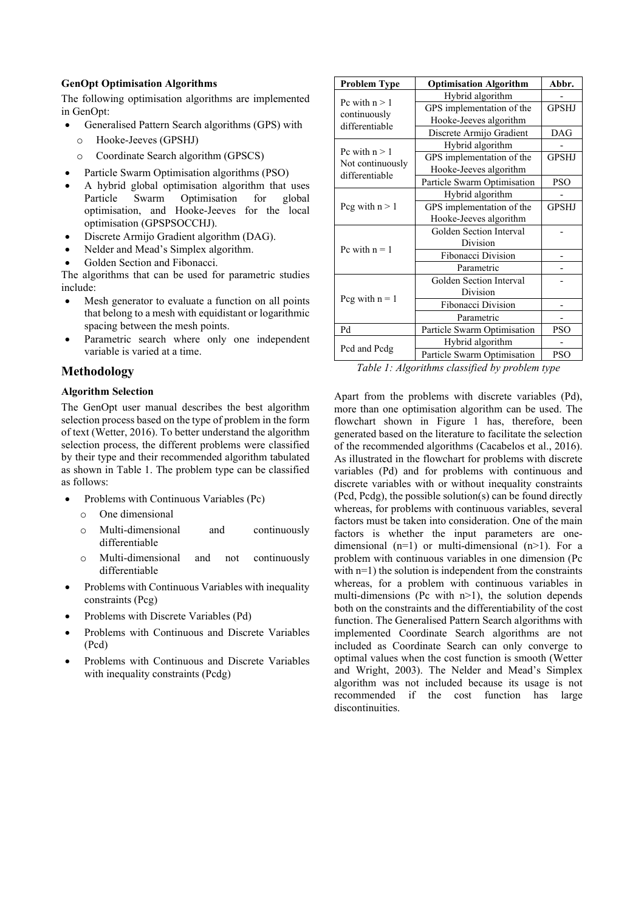### GenOpt Optimisation Algorithms

The following optimisation algorithms are implemented in GenOpt:

- Generalised Pattern Search algorithms (GPS) with
  - Hooke-Jeeves (GPSHJ)
  - Coordinate Search algorithm (GPSCS)
- Particle Swarm Optimisation algorithms (PSO)
- A hybrid global optimisation algorithm that uses Particle Swarm Optimisation for global optimisation, and Hooke-Jeeves for the local optimisation (GPSPSOCCHJ).
- Discrete Armijo Gradient algorithm (DAG).
- Nelder and Mead's Simplex algorithm.
- Golden Section and Fibonacci.

The algorithms that can be used for parametric studies include:

- Mesh generator to evaluate a function on all points that belong to a mesh with equidistant or logarithmic spacing between the mesh points.
- Parametric search where only one independent variable is varied at a time.

## Methodology

### Algorithm Selection

The GenOpt user manual describes the best algorithm selection process based on the type of problem in the form of text (Wetter, 2016). To better understand the algorithm selection process, the different problems were classified by their type and their recommended algorithm tabulated as shown in Table 1. The problem type can be classified as follows:

- Problems with Continuous Variables (Pc)
  - One dimensional
  - Multi-dimensional and continuously differentiable
  - Multi-dimensional and not continuously differentiable
- Problems with Continuous Variables with inequality constraints (Pcg)
- Problems with Discrete Variables (Pd)
- Problems with Continuous and Discrete Variables (Pcd)
- Problems with Continuous and Discrete Variables with inequality constraints (Pcdg)

| Problem Type | Optimisation Algorithm | Abbr. |
|---|---|---|
| Pc with n > 1 continuously differentiable | Hybrid algorithm | - |
| | GPS implementation of the Hooke-Jeeves algorithm | GPSHJ |
| | Discrete Armijo Gradient | DAG |
| Pc with n > 1 Not continuously differentiable | Hybrid algorithm | - |
| | GPS implementation of the Hooke-Jeeves algorithm | GPSHJ |
| | Particle Swarm Optimisation | PSO |
| Pcg with n > 1 | Hybrid algorithm | - |
| | GPS implementation of the Hooke-Jeeves algorithm | GPSHJ |
| Pc with n = 1 | Golden Section Interval Division | - |
| | Fibonacci Division | - |
| | Parametric | - |
| Pcg with n = 1 | Golden Section Interval Division | - |
| | Fibonacci Division | - |
| | Parametric | - |
| Pd | Particle Swarm Optimisation | PSO |
| Pcd and Pcdg | Hybrid algorithm | - |
| | Particle Swarm Optimisation | PSO |

*Table 1: Algorithms classified by problem type*

Apart from the problems with discrete variables (Pd), more than one optimisation algorithm can be used. The flowchart shown in Figure 1 has, therefore, been generated based on the literature to facilitate the selection of the recommended algorithms (Cacabelos et al., 2016). As illustrated in the flowchart for problems with discrete variables (Pd) and for problems with continuous and discrete variables with or without inequality constraints (Pcd, Pcdg), the possible solution(s) can be found directly whereas, for problems with continuous variables, several factors must be taken into consideration. One of the main factors is whether the input parameters are one-dimensional (n=1) or multi-dimensional (n>1). For a problem with continuous variables in one dimension (Pc with n=1) the solution is independent from the constraints whereas, for a problem with continuous variables in multi-dimensions (Pc with n>1), the solution depends both on the constraints and the differentiability of the cost function. The Generalised Pattern Search algorithms with implemented Coordinate Search algorithms are not included as Coordinate Search can only converge to optimal values when the cost function is smooth (Wetter and Wright, 2003). The Nelder and Mead's Simplex algorithm was not included because its usage is not recommended if the cost function has large discontinuities.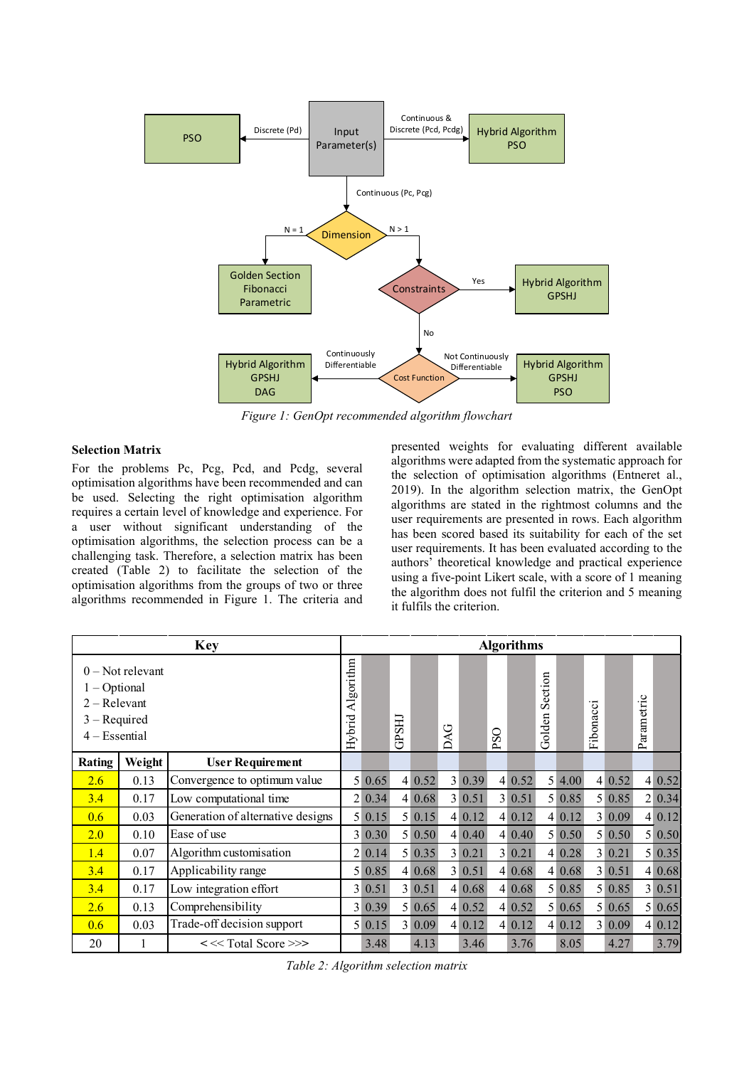*Figure 1: GenOpt recommended algorithm flowchart*

### Selection Matrix

For the problems Pc, Pcg, Pcd, and Pcdg, several optimisation algorithms have been recommended and can be used. Selecting the right optimisation algorithm requires a certain level of knowledge and experience. For a user without significant understanding of the optimisation algorithms, the selection process can be a challenging task. Therefore, a selection matrix has been created (Table 2) to facilitate the selection of the optimisation algorithms from the groups of two or three algorithms recommended in Figure 1. The criteria and presented weights for evaluating different available algorithms were adapted from the systematic approach for the selection of optimisation algorithms (Entneret al., 2019). In the algorithm selection matrix, the GenOpt algorithms are stated in the rightmost columns and the user requirements are presented in rows. Each algorithm has been scored based its suitability for each of the set user requirements. It has been evaluated according to the authors' theoretical knowledge and practical experience using a five-point Likert scale, with a score of 1 meaning the algorithm does not fulfil the criterion and 5 meaning it fulfils the criterion.

| **Key** | | | **Algorithms** | | | | | | | | | | | | | |
|---|---|---|---|---|---|---|---|---|---|---|---|---|---|---|---|---|
| 0 – Not relevant<br>1 – Optional<br>2 – Relevant<br>3 – Required<br>4 – Essential | | | Hybrid Algorithm | | GPSHJ | | DAG | | PSO | | Golden Section | | Fibonacci | | Parametric | |
| **Rating** | **Weight** | **User Requirement** | | | | | | | | | | | | | | |
| 2.6 | 0.13 | Convergence to optimum value | 5 | 0.65 | 4 | 0.52 | 3 | 0.39 | 4 | 0.52 | 5 | 4.00 | 4 | 0.52 | 4 | 0.52 |
| 3.4 | 0.17 | Low computational time | 2 | 0.34 | 4 | 0.68 | 3 | 0.51 | 3 | 0.51 | 5 | 0.85 | 5 | 0.85 | 2 | 0.34 |
| 0.6 | 0.03 | Generation of alternative designs | 5 | 0.15 | 5 | 0.15 | 4 | 0.12 | 4 | 0.12 | 4 | 0.12 | 3 | 0.09 | 4 | 0.12 |
| 2.0 | 0.10 | Ease of use | 3 | 0.30 | 5 | 0.50 | 4 | 0.40 | 4 | 0.40 | 5 | 0.50 | 5 | 0.50 | 5 | 0.50 |
| 1.4 | 0.07 | Algorithm customisation | 2 | 0.14 | 5 | 0.35 | 3 | 0.21 | 3 | 0.21 | 4 | 0.28 | 3 | 0.21 | 5 | 0.35 |
| 3.4 | 0.17 | Applicability range | 5 | 0.85 | 4 | 0.68 | 3 | 0.51 | 4 | 0.68 | 4 | 0.68 | 3 | 0.51 | 4 | 0.68 |
| 3.4 | 0.17 | Low integration effort | 3 | 0.51 | 3 | 0.51 | 4 | 0.68 | 4 | 0.68 | 5 | 0.85 | 5 | 0.85 | 3 | 0.51 |
| 2.6 | 0.13 | Comprehensibility | 3 | 0.39 | 5 | 0.65 | 4 | 0.52 | 4 | 0.52 | 5 | 0.65 | 5 | 0.65 | 5 | 0.65 |
| 0.6 | 0.03 | Trade-off decision support | 5 | 0.15 | 3 | 0.09 | 4 | 0.12 | 4 | 0.12 | 4 | 0.12 | 3 | 0.09 | 4 | 0.12 |
| 20 | 1 | <<< Total Score >>> | | 3.48 | | 4.13 | | 3.46 | | 3.76 | | 8.05 | | 4.27 | | 3.79 |

*Table 2: Algorithm selection matrix*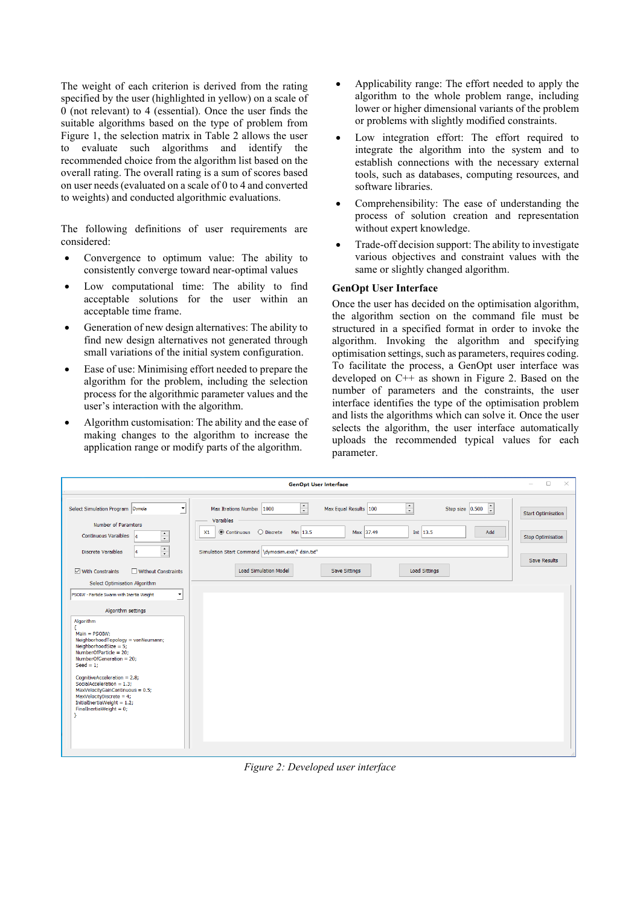The weight of each criterion is derived from the rating specified by the user (highlighted in yellow) on a scale of 0 (not relevant) to 4 (essential). Once the user finds the suitable algorithms based on the type of problem from Figure 1, the selection matrix in Table 2 allows the user to evaluate such algorithms and identify the recommended choice from the algorithm list based on the overall rating. The overall rating is a sum of scores based on user needs (evaluated on a scale of 0 to 4 and converted to weights) and conducted algorithmic evaluations.

The following definitions of user requirements are considered:

- Convergence to optimum value: The ability to consistently converge toward near-optimal values
- Low computational time: The ability to find acceptable solutions for the user within an acceptable time frame.
- Generation of new design alternatives: The ability to find new design alternatives not generated through small variations of the initial system configuration.
- Ease of use: Minimising effort needed to prepare the algorithm for the problem, including the selection process for the algorithmic parameter values and the user's interaction with the algorithm.
- Algorithm customisation: The ability and the ease of making changes to the algorithm to increase the application range or modify parts of the algorithm.
- Applicability range: The effort needed to apply the algorithm to the whole problem range, including lower or higher dimensional variants of the problem or problems with slightly modified constraints.
- Low integration effort: The effort required to integrate the algorithm into the system and to establish connections with the necessary external tools, such as databases, computing resources, and software libraries.
- Comprehensibility: The ease of understanding the process of solution creation and representation without expert knowledge.
- Trade-off decision support: The ability to investigate various objectives and constraint values with the same or slightly changed algorithm.

### GenOpt User Interface

Once the user has decided on the optimisation algorithm, the algorithm section on the command file must be structured in a specified format in order to invoke the algorithm. Invoking the algorithm and specifying optimisation settings, such as parameters, requires coding. To facilitate the process, a GenOpt user interface was developed on C++ as shown in Figure 2. Based on the number of parameters and the constraints, the user interface identifies the type of the optimisation problem and lists the algorithms which can solve it. Once the user selects the algorithm, the user interface automatically uploads the recommended typical values for each parameter.

*Figure 2: Developed user interface*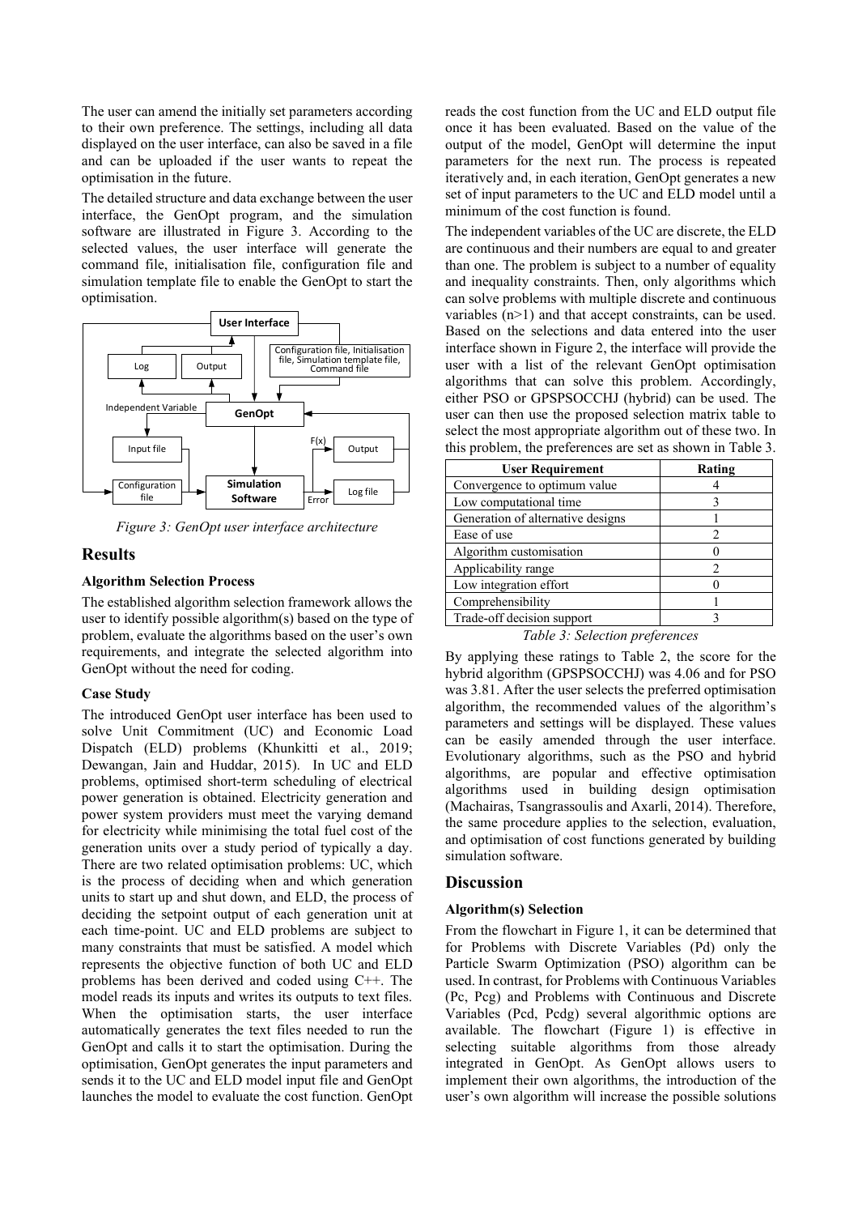The user can amend the initially set parameters according to their own preference. The settings, including all data displayed on the user interface, can also be saved in a file and can be uploaded if the user wants to repeat the optimisation in the future.

The detailed structure and data exchange between the user interface, the GenOpt program, and the simulation software are illustrated in Figure 3. According to the selected values, the user interface will generate the command file, initialisation file, configuration file and simulation template file to enable the GenOpt to start the optimisation.

*Figure 3: GenOpt user interface architecture*

## Results

### Algorithm Selection Process

The established algorithm selection framework allows the user to identify possible algorithm(s) based on the type of problem, evaluate the algorithms based on the user's own requirements, and integrate the selected algorithm into GenOpt without the need for coding.

### Case Study

The introduced GenOpt user interface has been used to solve Unit Commitment (UC) and Economic Load Dispatch (ELD) problems (Khunkitti et al., 2019; Dewangan, Jain and Huddar, 2015). In UC and ELD problems, optimised short-term scheduling of electrical power generation is obtained. Electricity generation and power system providers must meet the varying demand for electricity while minimising the total fuel cost of the generation units over a study period of typically a day. There are two related optimisation problems: UC, which is the process of deciding when and which generation units to start up and shut down, and ELD, the process of deciding the setpoint output of each generation unit at each time-point. UC and ELD problems are subject to many constraints that must be satisfied. A model which represents the objective function of both UC and ELD problems has been derived and coded using C++. The model reads its inputs and writes its outputs to text files. When the optimisation starts, the user interface automatically generates the text files needed to run the GenOpt and calls it to start the optimisation. During the optimisation, GenOpt generates the input parameters and sends it to the UC and ELD model input file and GenOpt launches the model to evaluate the cost function. GenOpt reads the cost function from the UC and ELD output file once it has been evaluated. Based on the value of the output of the model, GenOpt will determine the input parameters for the next run. The process is repeated iteratively and, in each iteration, GenOpt generates a new set of input parameters to the UC and ELD model until a minimum of the cost function is found.

The independent variables of the UC are discrete, the ELD are continuous and their numbers are equal to and greater than one. The problem is subject to a number of equality and inequality constraints. Then, only algorithms which can solve problems with multiple discrete and continuous variables ($n>1$) and that accept constraints, can be used. Based on the selections and data entered into the user interface shown in Figure 2, the interface will provide the user with a list of the relevant GenOpt optimisation algorithms that can solve this problem. Accordingly, either PSO or GPSPSOCCHJ (hybrid) can be used. The user can then use the proposed selection matrix table to select the most appropriate algorithm out of these two. In this problem, the preferences are set as shown in Table 3.

| User Requirement | Rating |
|---|---|
| Convergence to optimum value | 4 |
| Low computational time | 3 |
| Generation of alternative designs | 1 |
| Ease of use | 2 |
| Algorithm customisation | 0 |
| Applicability range | 2 |
| Low integration effort | 0 |
| Comprehensibility | 1 |
| Trade-off decision support | 3 |

*Table 3: Selection preferences*

By applying these ratings to Table 2, the score for the hybrid algorithm (GPSPSOCCHJ) was 4.06 and for PSO was 3.81. After the user selects the preferred optimisation algorithm, the recommended values of the algorithm's parameters and settings will be displayed. These values can be easily amended through the user interface. Evolutionary algorithms, such as the PSO and hybrid algorithms, are popular and effective optimisation algorithms used in building design optimisation (Machairas, Tsangrassoulis and Axarli, 2014). Therefore, the same procedure applies to the selection, evaluation, and optimisation of cost functions generated by building simulation software.

## Discussion

### Algorithm(s) Selection

From the flowchart in Figure 1, it can be determined that for Problems with Discrete Variables (Pd) only the Particle Swarm Optimization (PSO) algorithm can be used. In contrast, for Problems with Continuous Variables (Pc, Pcg) and Problems with Continuous and Discrete Variables (Pcd, Pcdg) several algorithmic options are available. The flowchart (Figure 1) is effective in selecting suitable algorithms from those already integrated in GenOpt. As GenOpt allows users to implement their own algorithms, the introduction of the user's own algorithm will increase the possible solutions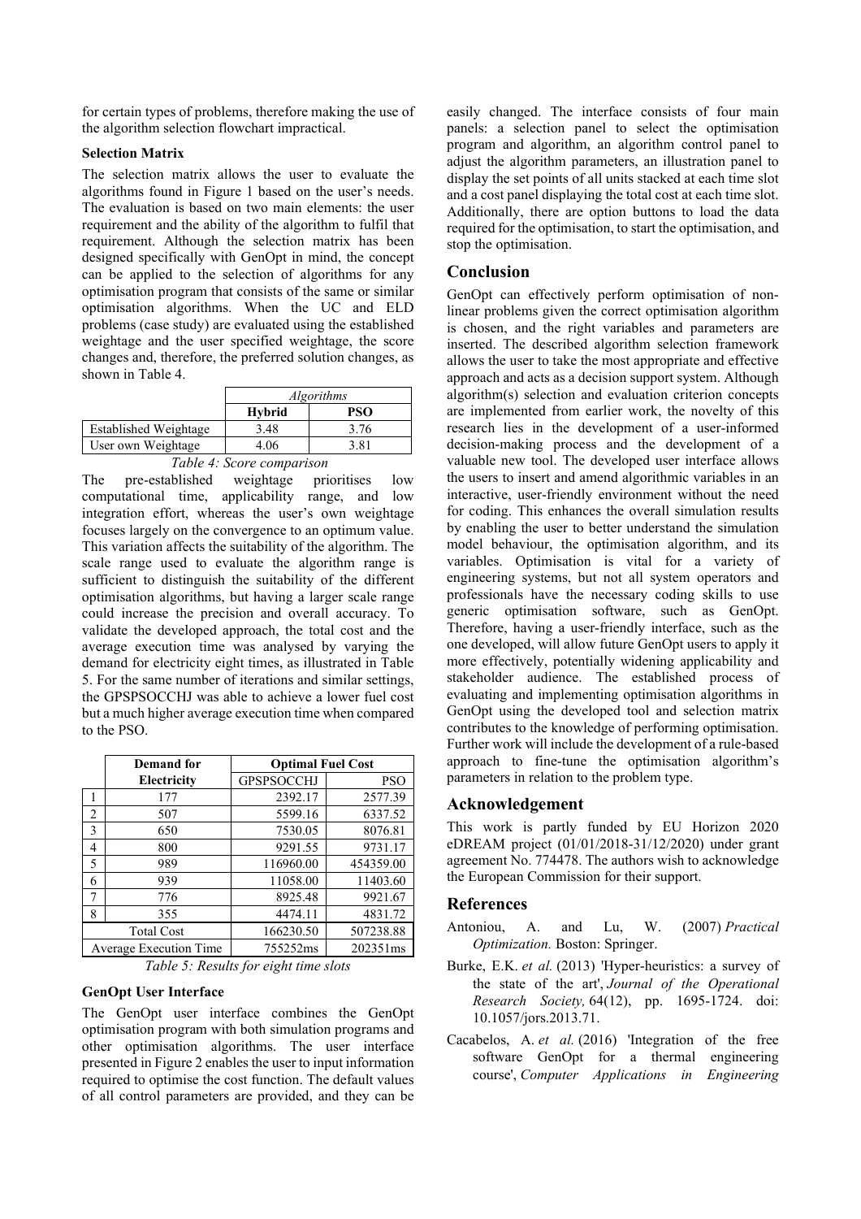for certain types of problems, therefore making the use of the algorithm selection flowchart impractical.

**Selection Matrix**

The selection matrix allows the user to evaluate the algorithms found in Figure 1 based on the user's needs. The evaluation is based on two main elements: the user requirement and the ability of the algorithm to fulfil that requirement. Although the selection matrix has been designed specifically with GenOpt in mind, the concept can be applied to the selection of algorithms for any optimisation program that consists of the same or similar optimisation algorithms. When the UC and ELD problems (case study) are evaluated using the established weightage and the user specified weightage, the score changes and, therefore, the preferred solution changes, as shown in Table 4.

| | *Algorithms* | |
|---|---|---|
| | **Hybrid** | **PSO** |
| Established Weightage | 3.48 | 3.76 |
| User own Weightage | 4.06 | 3.81 |

*Table 4: Score comparison*

The pre-established weightage prioritises low computational time, applicability range, and low integration effort, whereas the user's own weightage focuses largely on the convergence to an optimum value. This variation affects the suitability of the algorithm. The scale range used to evaluate the algorithm range is sufficient to distinguish the suitability of the different optimisation algorithms, but having a larger scale range could increase the precision and overall accuracy. To validate the developed approach, the total cost and the average execution time was analysed by varying the demand for electricity eight times, as illustrated in Table 5. For the same number of iterations and similar settings, the GPSPSOCCHJ was able to achieve a lower fuel cost but a much higher average execution time when compared to the PSO.

| | **Demand for Electricity** | **Optimal Fuel Cost** | |
|---|---|---|---|
| | | GPSPSOCCHJ | PSO |
| 1 | 177 | 2392.17 | 2577.39 |
| 2 | 507 | 5599.16 | 6337.52 |
| 3 | 650 | 7530.05 | 8076.81 |
| 4 | 800 | 9291.55 | 9731.17 |
| 5 | 989 | 116960.00 | 454359.00 |
| 6 | 939 | 11058.00 | 11403.60 |
| 7 | 776 | 8925.48 | 9921.67 |
| 8 | 355 | 4474.11 | 4831.72 |
| Total Cost | | 166230.50 | 507238.88 |
| Average Execution Time | | 755252ms | 202351ms |

*Table 5: Results for eight time slots*

**GenOpt User Interface**

The GenOpt user interface combines the GenOpt optimisation program with both simulation programs and other optimisation algorithms. The user interface presented in Figure 2 enables the user to input information required to optimise the cost function. The default values of all control parameters are provided, and they can be easily changed. The interface consists of four main panels: a selection panel to select the optimisation program and algorithm, an algorithm control panel to adjust the algorithm parameters, an illustration panel to display the set points of all units stacked at each time slot and a cost panel displaying the total cost at each time slot. Additionally, there are option buttons to load the data required for the optimisation, to start the optimisation, and stop the optimisation.

## Conclusion

GenOpt can effectively perform optimisation of non-linear problems given the correct optimisation algorithm is chosen, and the right variables and parameters are inserted. The described algorithm selection framework allows the user to take the most appropriate and effective approach and acts as a decision support system. Although algorithm(s) selection and evaluation criterion concepts are implemented from earlier work, the novelty of this research lies in the development of a user-informed decision-making process and the development of a valuable new tool. The developed user interface allows the users to insert and amend algorithmic variables in an interactive, user-friendly environment without the need for coding. This enhances the overall simulation results by enabling the user to better understand the simulation model behaviour, the optimisation algorithm, and its variables. Optimisation is vital for a variety of engineering systems, but not all system operators and professionals have the necessary coding skills to use generic optimisation software, such as GenOpt. Therefore, having a user-friendly interface, such as the one developed, will allow future GenOpt users to apply it more effectively, potentially widening applicability and stakeholder audience. The established process of evaluating and implementing optimisation algorithms in GenOpt using the developed tool and selection matrix contributes to the knowledge of performing optimisation. Further work will include the development of a rule-based approach to fine-tune the optimisation algorithm's parameters in relation to the problem type.

## Acknowledgement

This work is partly funded by EU Horizon 2020 eDREAM project (01/01/2018-31/12/2020) under grant agreement No. 774478. The authors wish to acknowledge the European Commission for their support.

## References

Antoniou, A. and Lu, W. (2007) *Practical Optimization.* Boston: Springer.

Burke, E.K. *et al.* (2013) 'Hyper-heuristics: a survey of the state of the art', *Journal of the Operational Research Society,* 64(12), pp. 1695-1724. doi: 10.1057/jors.2013.71.

Cacabelos, A. *et al.* (2016) 'Integration of the free software GenOpt for a thermal engineering course', *Computer Applications in Engineering*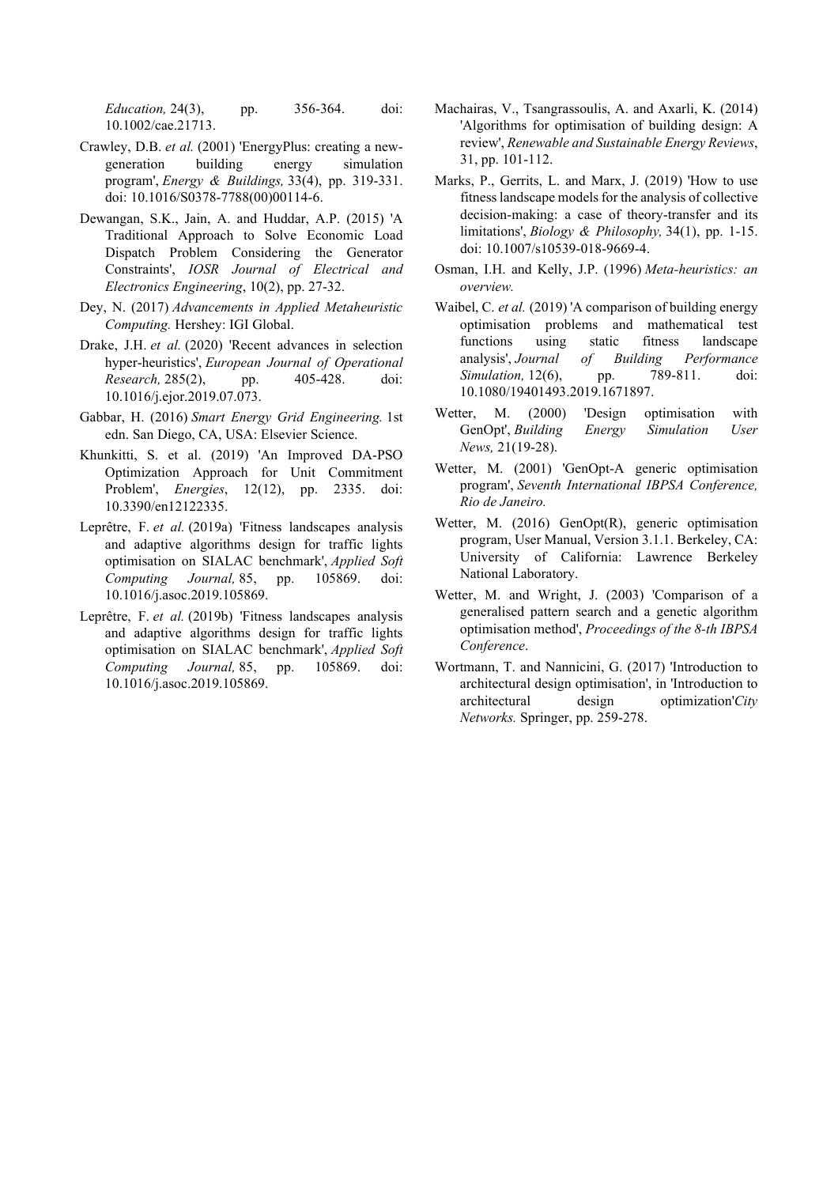*Education,* 24(3), pp. 356-364. doi: 10.1002/cae.21713.

Crawley, D.B. *et al.* (2001) 'EnergyPlus: creating a new-generation building energy simulation program', *Energy & Buildings,* 33(4), pp. 319-331. doi: 10.1016/S0378-7788(00)00114-6.

Dewangan, S.K., Jain, A. and Huddar, A.P. (2015) 'A Traditional Approach to Solve Economic Load Dispatch Problem Considering the Generator Constraints', *IOSR Journal of Electrical and Electronics Engineering*, 10(2), pp. 27-32.

Dey, N. (2017) *Advancements in Applied Metaheuristic Computing.* Hershey: IGI Global.

Drake, J.H. *et al.* (2020) 'Recent advances in selection hyper-heuristics', *European Journal of Operational Research,* 285(2), pp. 405-428. doi: 10.1016/j.ejor.2019.07.073.

Gabbar, H. (2016) *Smart Energy Grid Engineering.* 1st edn. San Diego, CA, USA: Elsevier Science.

Khunkitti, S. et al. (2019) 'An Improved DA-PSO Optimization Approach for Unit Commitment Problem', *Energies*, 12(12), pp. 2335. doi: 10.3390/en12122335.

Leprêtre, F. *et al.* (2019a) 'Fitness landscapes analysis and adaptive algorithms design for traffic lights optimisation on SIALAC benchmark', *Applied Soft Computing Journal,* 85, pp. 105869. doi: 10.1016/j.asoc.2019.105869.

Leprêtre, F. *et al.* (2019b) 'Fitness landscapes analysis and adaptive algorithms design for traffic lights optimisation on SIALAC benchmark', *Applied Soft Computing Journal,* 85, pp. 105869. doi: 10.1016/j.asoc.2019.105869.

Machairas, V., Tsangrassoulis, A. and Axarli, K. (2014) 'Algorithms for optimisation of building design: A review', *Renewable and Sustainable Energy Reviews*, 31, pp. 101-112.

Marks, P., Gerrits, L. and Marx, J. (2019) 'How to use fitness landscape models for the analysis of collective decision-making: a case of theory-transfer and its limitations', *Biology & Philosophy,* 34(1), pp. 1-15. doi: 10.1007/s10539-018-9669-4.

Osman, I.H. and Kelly, J.P. (1996) *Meta-heuristics: an overview.*

Waibel, C. *et al.* (2019) 'A comparison of building energy optimisation problems and mathematical test functions using static fitness landscape analysis', *Journal of Building Performance Simulation,* 12(6), pp. 789-811. doi: 10.1080/19401493.2019.1671897.

Wetter, M. (2000) 'Design optimisation with GenOpt', *Building Energy Simulation User News,* 21(19-28).

Wetter, M. (2001) 'GenOpt-A generic optimisation program', *Seventh International IBPSA Conference, Rio de Janeiro.*

Wetter, M. (2016) GenOpt(R), generic optimisation program, User Manual, Version 3.1.1. Berkeley, CA: University of California: Lawrence Berkeley National Laboratory.

Wetter, M. and Wright, J. (2003) 'Comparison of a generalised pattern search and a genetic algorithm optimisation method', *Proceedings of the 8-th IBPSA Conference*.

Wortmann, T. and Nannicini, G. (2017) 'Introduction to architectural design optimisation', in 'Introduction to architectural design optimization'*City Networks.* Springer, pp. 259-278.